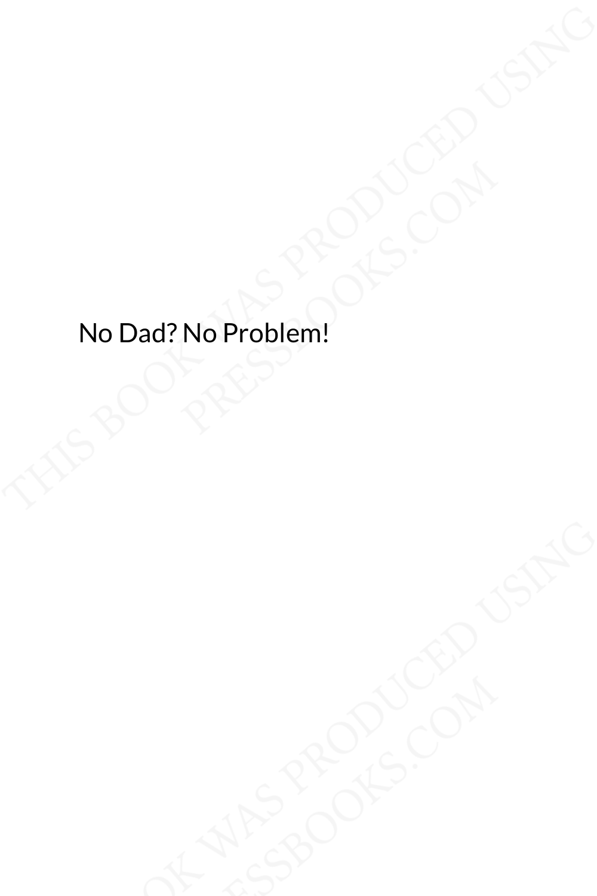No Dad? No Problem!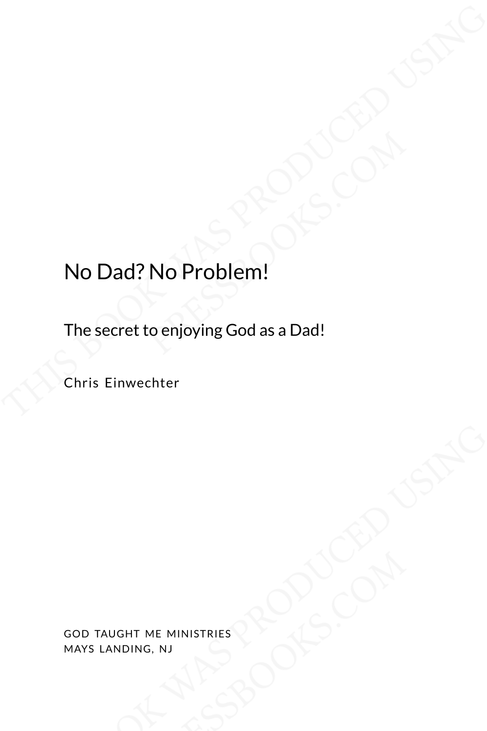# No Dad? No Problem!

## The secret to enjoying God as a Dad!

Chris Einwechter

GOD TAUGHT ME MINISTRIES
MAYS LANDING, NJ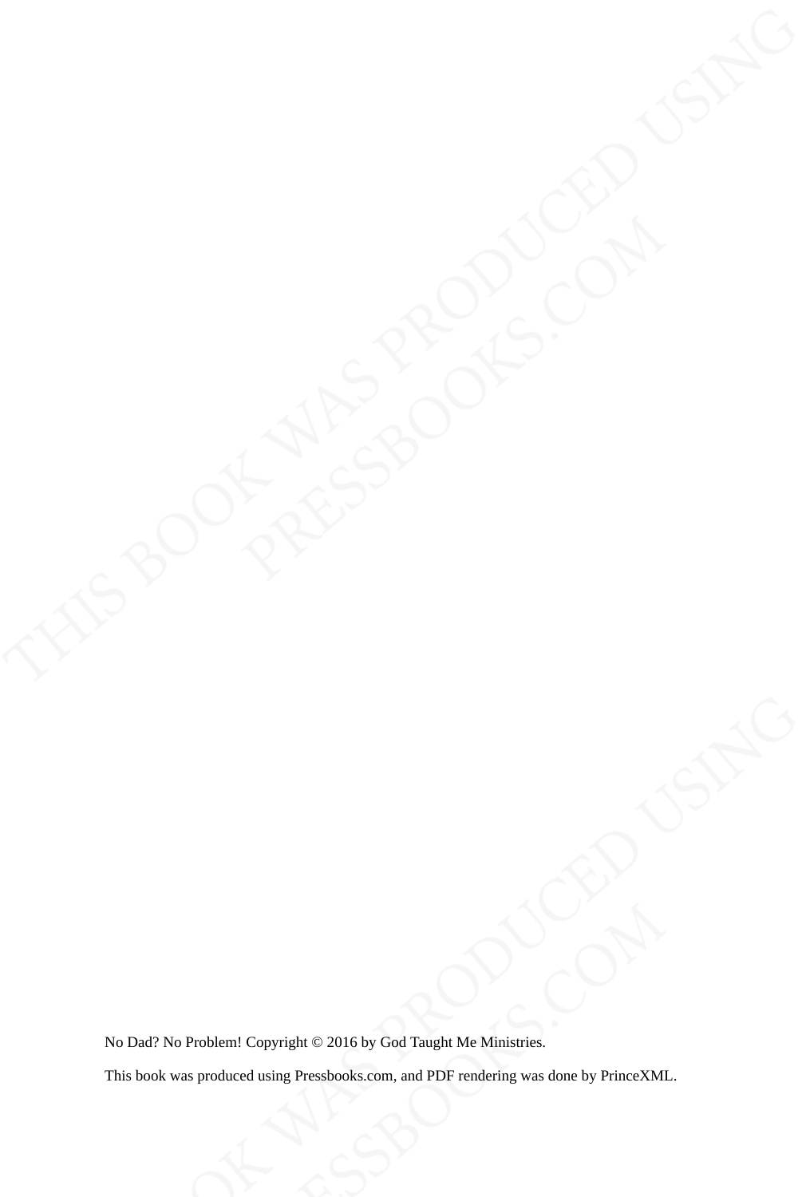No Dad? No Problem! Copyright © 2016 by God Taught Me Ministries.

This book was produced using Pressbooks.com, and PDF rendering was done by PrinceXML.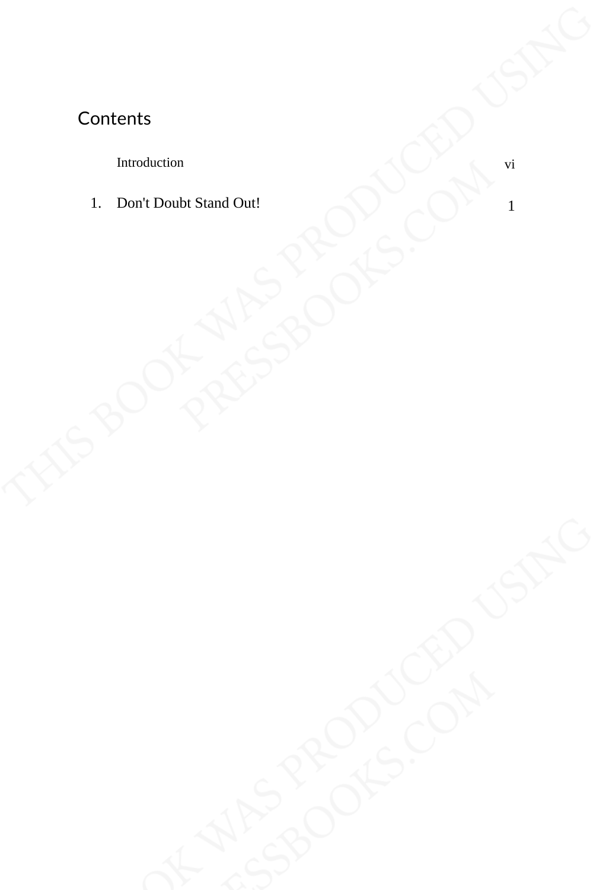# Contents

| | | |
|---|---|---|
| | Introduction | vi |
| 1. | Don't Doubt Stand Out! | 1 |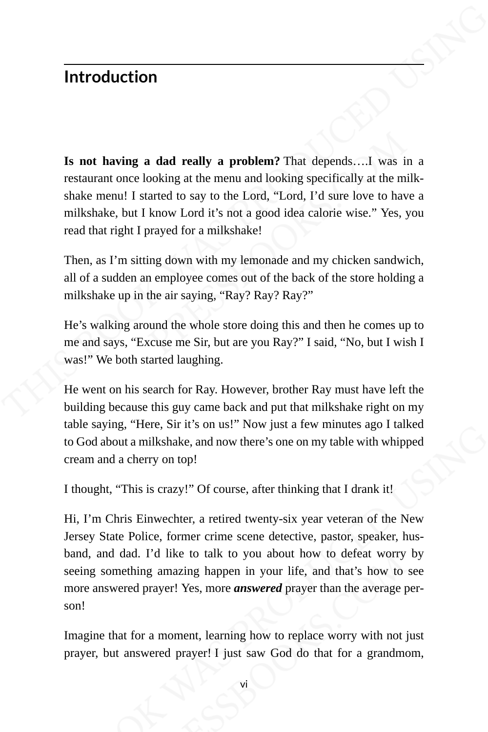## Introduction

**Is not having a dad really a problem?** That depends….I was in a restaurant once looking at the menu and looking specifically at the milk-shake menu! I started to say to the Lord, "Lord, I'd sure love to have a milkshake, but I know Lord it's not a good idea calorie wise." Yes, you read that right I prayed for a milkshake!

Then, as I'm sitting down with my lemonade and my chicken sandwich, all of a sudden an employee comes out of the back of the store holding a milkshake up in the air saying, "Ray? Ray? Ray?"

He's walking around the whole store doing this and then he comes up to me and says, "Excuse me Sir, but are you Ray?" I said, "No, but I wish I was!" We both started laughing.

He went on his search for Ray. However, brother Ray must have left the building because this guy came back and put that milkshake right on my table saying, "Here, Sir it's on us!" Now just a few minutes ago I talked to God about a milkshake, and now there's one on my table with whipped cream and a cherry on top!

I thought, "This is crazy!" Of course, after thinking that I drank it!

Hi, I'm Chris Einwechter, a retired twenty-six year veteran of the New Jersey State Police, former crime scene detective, pastor, speaker, husband, and dad. I'd like to talk to you about how to defeat worry by seeing something amazing happen in your life, and that's how to see more answered prayer! Yes, more ***answered*** prayer than the average person!

Imagine that for a moment, learning how to replace worry with not just prayer, but answered prayer! I just saw God do that for a grandmom,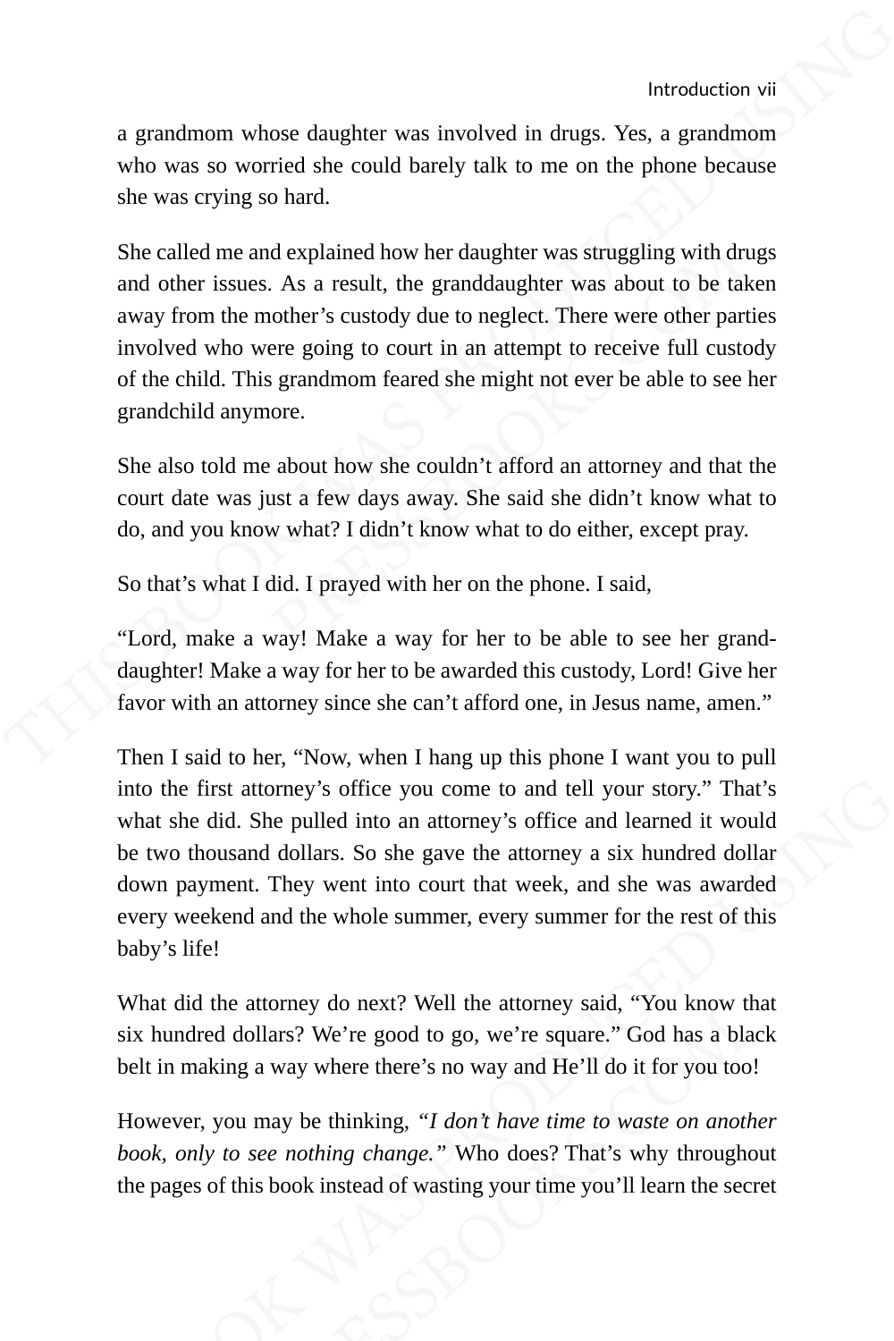a grandmom whose daughter was involved in drugs. Yes, a grandmom who was so worried she could barely talk to me on the phone because she was crying so hard.

She called me and explained how her daughter was struggling with drugs and other issues. As a result, the granddaughter was about to be taken away from the mother's custody due to neglect. There were other parties involved who were going to court in an attempt to receive full custody of the child. This grandmom feared she might not ever be able to see her grandchild anymore.

She also told me about how she couldn't afford an attorney and that the court date was just a few days away. She said she didn't know what to do, and you know what? I didn't know what to do either, except pray.

So that's what I did. I prayed with her on the phone. I said,

"Lord, make a way! Make a way for her to be able to see her granddaughter! Make a way for her to be awarded this custody, Lord! Give her favor with an attorney since she can't afford one, in Jesus name, amen."

Then I said to her, "Now, when I hang up this phone I want you to pull into the first attorney's office you come to and tell your story." That's what she did. She pulled into an attorney's office and learned it would be two thousand dollars. So she gave the attorney a six hundred dollar down payment. They went into court that week, and she was awarded every weekend and the whole summer, every summer for the rest of this baby's life!

What did the attorney do next? Well the attorney said, "You know that six hundred dollars? We're good to go, we're square." God has a black belt in making a way where there's no way and He'll do it for you too!

However, you may be thinking, *"I don't have time to waste on another book, only to see nothing change."* Who does? That's why throughout the pages of this book instead of wasting your time you'll learn the secret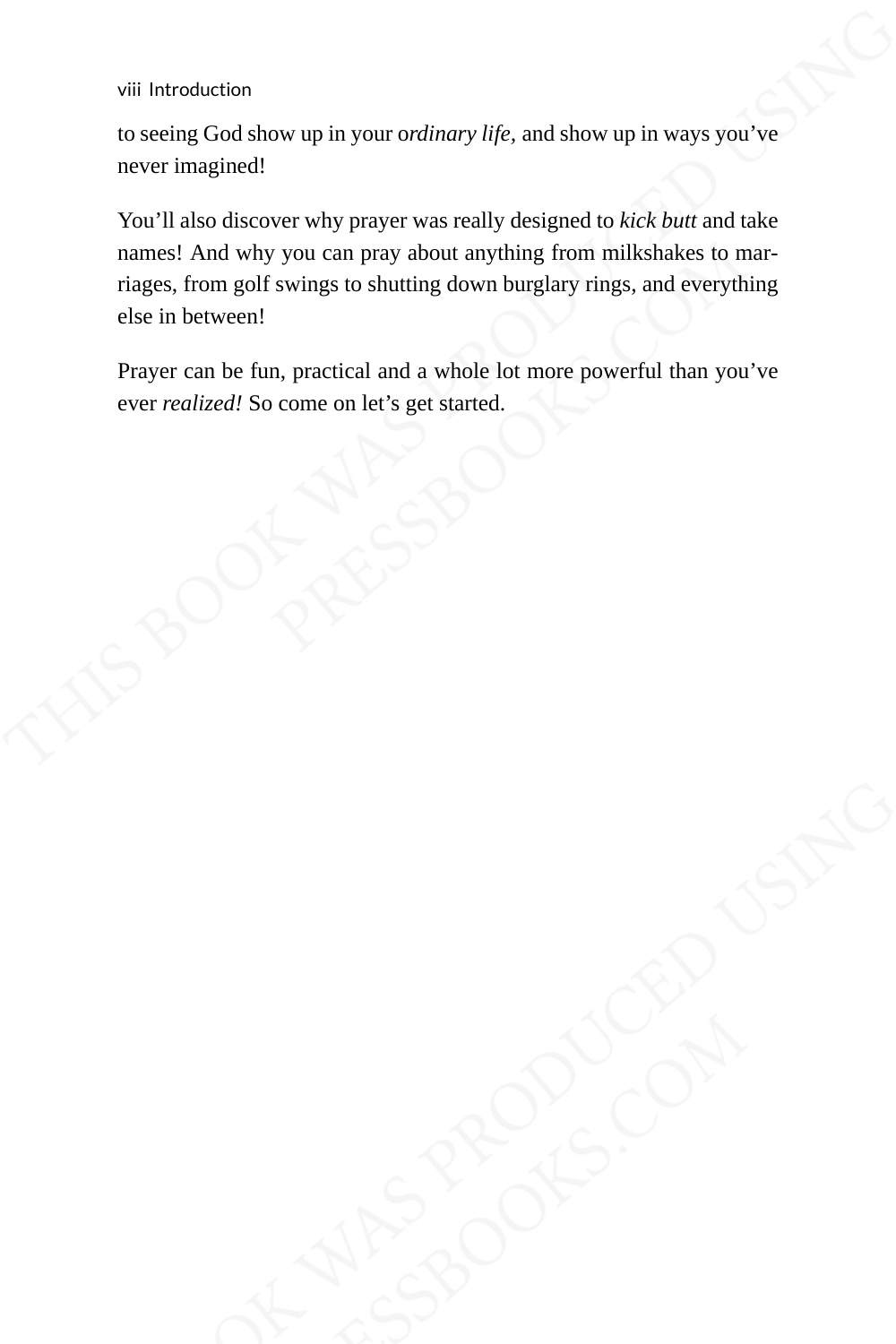to seeing God show up in your o*rdinary life,* and show up in ways you've never imagined!

You'll also discover why prayer was really designed to *kick butt* and take names! And why you can pray about anything from milkshakes to marriages, from golf swings to shutting down burglary rings, and everything else in between!

Prayer can be fun, practical and a whole lot more powerful than you've ever *realized!* So come on let's get started.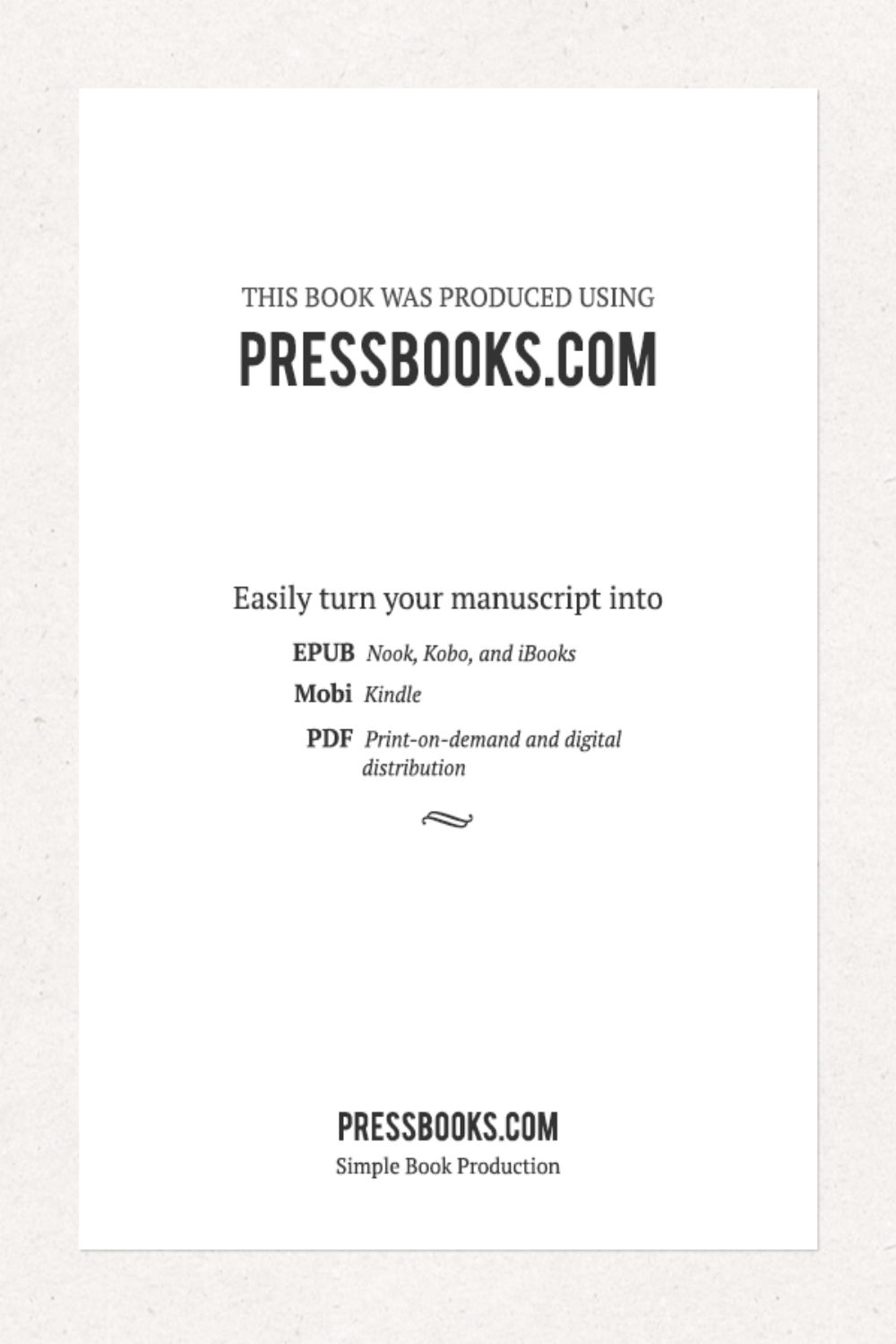THIS BOOK WAS PRODUCED USING

# PRESSBOOKS.COM

Easily turn your manuscript into

**EPUB** *Nook, Kobo, and iBooks*

**Mobi** *Kindle*

**PDF** *Print-on-demand and digital distribution*

**PRESSBOOKS.COM**

Simple Book Production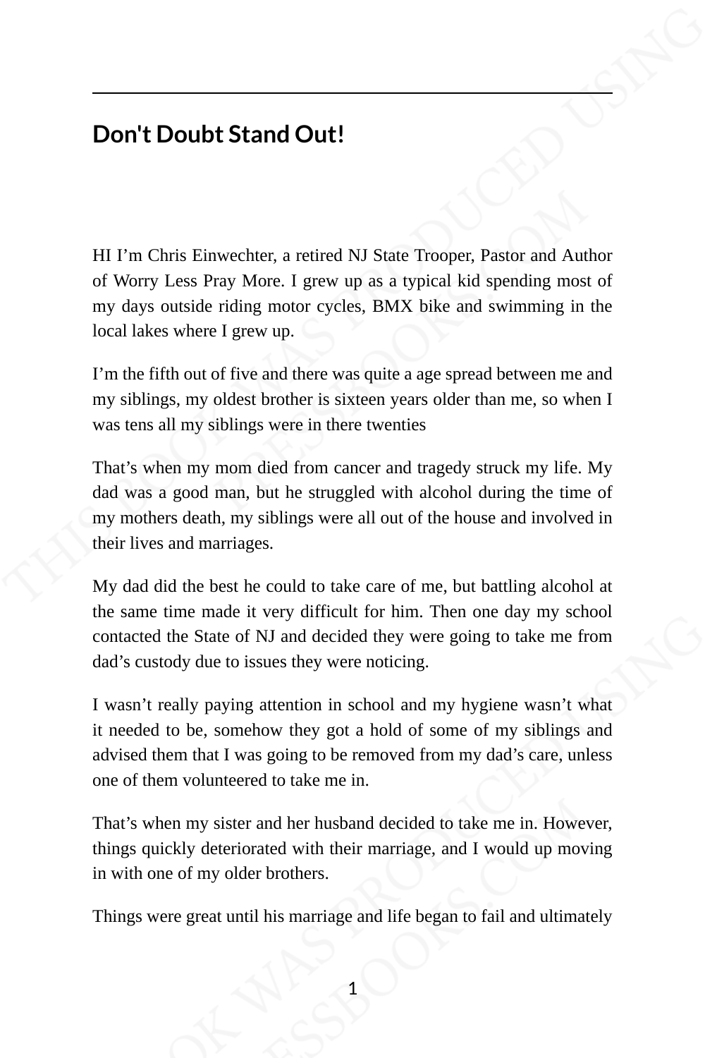## Don't Doubt Stand Out!

HI I'm Chris Einwechter, a retired NJ State Trooper, Pastor and Author of Worry Less Pray More. I grew up as a typical kid spending most of my days outside riding motor cycles, BMX bike and swimming in the local lakes where I grew up.

I'm the fifth out of five and there was quite a age spread between me and my siblings, my oldest brother is sixteen years older than me, so when I was tens all my siblings were in there twenties

That's when my mom died from cancer and tragedy struck my life. My dad was a good man, but he struggled with alcohol during the time of my mothers death, my siblings were all out of the house and involved in their lives and marriages.

My dad did the best he could to take care of me, but battling alcohol at the same time made it very difficult for him. Then one day my school contacted the State of NJ and decided they were going to take me from dad's custody due to issues they were noticing.

I wasn't really paying attention in school and my hygiene wasn't what it needed to be, somehow they got a hold of some of my siblings and advised them that I was going to be removed from my dad's care, unless one of them volunteered to take me in.

That's when my sister and her husband decided to take me in. However, things quickly deteriorated with their marriage, and I would up moving in with one of my older brothers.

Things were great until his marriage and life began to fail and ultimately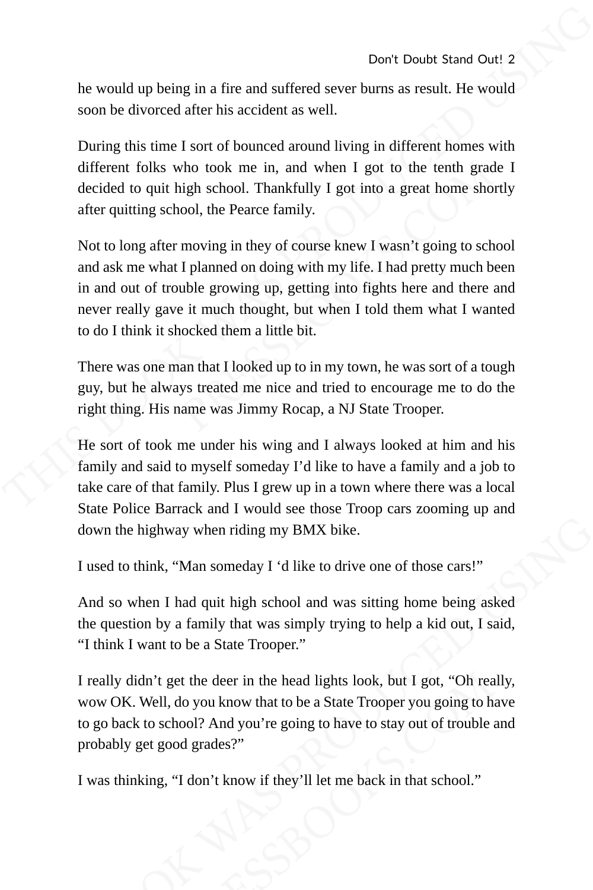he would up being in a fire and suffered sever burns as result. He would soon be divorced after his accident as well.

During this time I sort of bounced around living in different homes with different folks who took me in, and when I got to the tenth grade I decided to quit high school. Thankfully I got into a great home shortly after quitting school, the Pearce family.

Not to long after moving in they of course knew I wasn't going to school and ask me what I planned on doing with my life. I had pretty much been in and out of trouble growing up, getting into fights here and there and never really gave it much thought, but when I told them what I wanted to do I think it shocked them a little bit.

There was one man that I looked up to in my town, he was sort of a tough guy, but he always treated me nice and tried to encourage me to do the right thing. His name was Jimmy Rocap, a NJ State Trooper.

He sort of took me under his wing and I always looked at him and his family and said to myself someday I'd like to have a family and a job to take care of that family. Plus I grew up in a town where there was a local State Police Barrack and I would see those Troop cars zooming up and down the highway when riding my BMX bike.

I used to think, "Man someday I 'd like to drive one of those cars!"

And so when I had quit high school and was sitting home being asked the question by a family that was simply trying to help a kid out, I said, "I think I want to be a State Trooper."

I really didn't get the deer in the head lights look, but I got, "Oh really, wow OK. Well, do you know that to be a State Trooper you going to have to go back to school? And you're going to have to stay out of trouble and probably get good grades?"

I was thinking, "I don't know if they'll let me back in that school."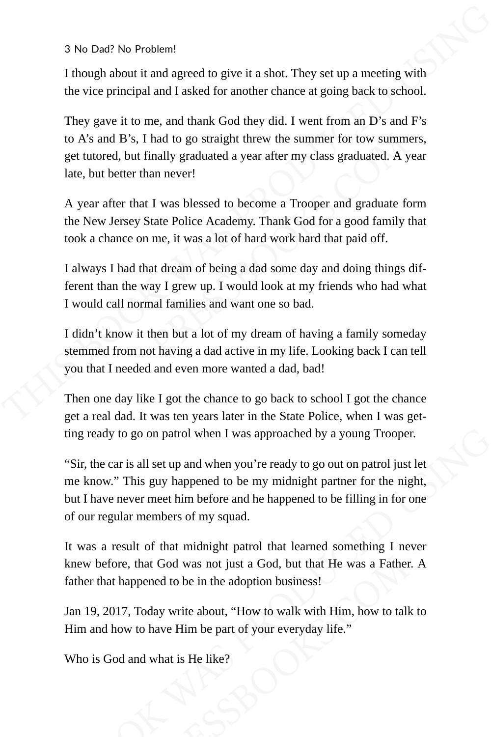I though about it and agreed to give it a shot. They set up a meeting with the vice principal and I asked for another chance at going back to school.

They gave it to me, and thank God they did. I went from an D's and F's to A's and B's, I had to go straight threw the summer for tow summers, get tutored, but finally graduated a year after my class graduated. A year late, but better than never!

A year after that I was blessed to become a Trooper and graduate form the New Jersey State Police Academy. Thank God for a good family that took a chance on me, it was a lot of hard work hard that paid off.

I always I had that dream of being a dad some day and doing things different than the way I grew up. I would look at my friends who had what I would call normal families and want one so bad.

I didn't know it then but a lot of my dream of having a family someday stemmed from not having a dad active in my life. Looking back I can tell you that I needed and even more wanted a dad, bad!

Then one day like I got the chance to go back to school I got the chance get a real dad. It was ten years later in the State Police, when I was getting ready to go on patrol when I was approached by a young Trooper.

"Sir, the car is all set up and when you're ready to go out on patrol just let me know." This guy happened to be my midnight partner for the night, but I have never meet him before and he happened to be filling in for one of our regular members of my squad.

It was a result of that midnight patrol that learned something I never knew before, that God was not just a God, but that He was a Father. A father that happened to be in the adoption business!

Jan 19, 2017, Today write about, "How to walk with Him, how to talk to Him and how to have Him be part of your everyday life."

Who is God and what is He like?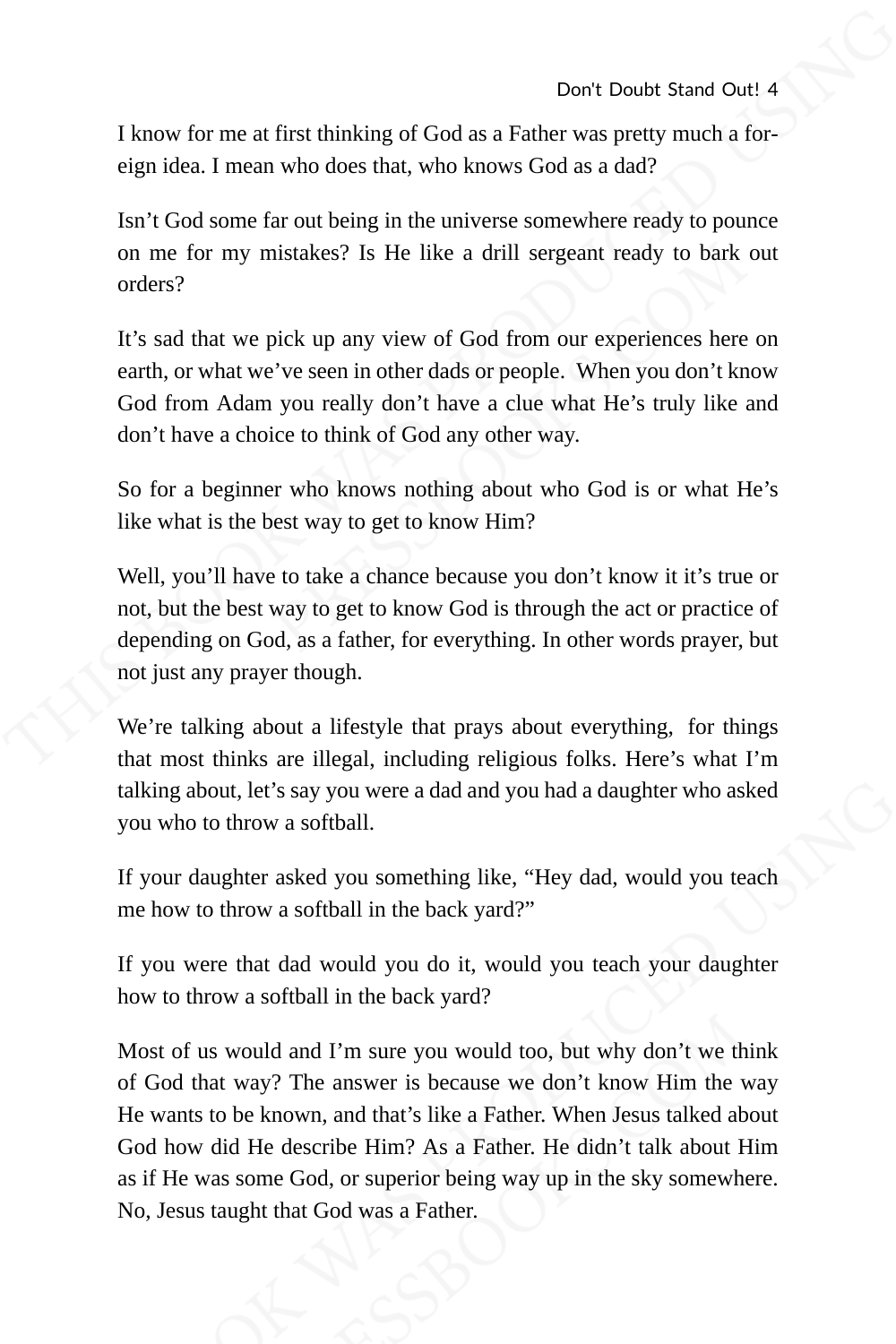I know for me at first thinking of God as a Father was pretty much a foreign idea. I mean who does that, who knows God as a dad?

Isn't God some far out being in the universe somewhere ready to pounce on me for my mistakes? Is He like a drill sergeant ready to bark out orders?

It's sad that we pick up any view of God from our experiences here on earth, or what we've seen in other dads or people. When you don't know God from Adam you really don't have a clue what He's truly like and don't have a choice to think of God any other way.

So for a beginner who knows nothing about who God is or what He's like what is the best way to get to know Him?

Well, you'll have to take a chance because you don't know it it's true or not, but the best way to get to know God is through the act or practice of depending on God, as a father, for everything. In other words prayer, but not just any prayer though.

We're talking about a lifestyle that prays about everything, for things that most thinks are illegal, including religious folks. Here's what I'm talking about, let's say you were a dad and you had a daughter who asked you who to throw a softball.

If your daughter asked you something like, "Hey dad, would you teach me how to throw a softball in the back yard?"

If you were that dad would you do it, would you teach your daughter how to throw a softball in the back yard?

Most of us would and I'm sure you would too, but why don't we think of God that way? The answer is because we don't know Him the way He wants to be known, and that's like a Father. When Jesus talked about God how did He describe Him? As a Father. He didn't talk about Him as if He was some God, or superior being way up in the sky somewhere. No, Jesus taught that God was a Father.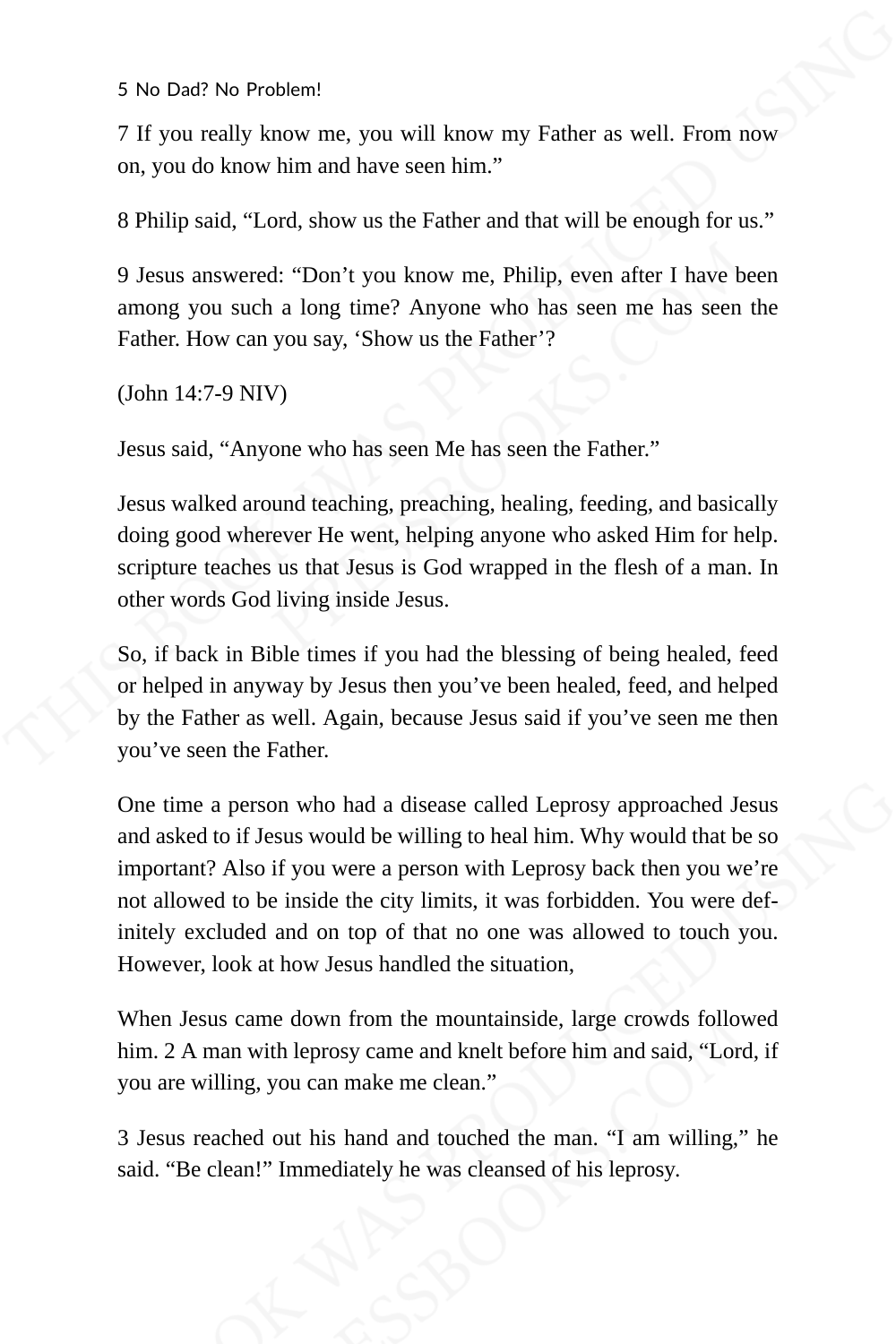7 If you really know me, you will know my Father as well. From now on, you do know him and have seen him."

8 Philip said, "Lord, show us the Father and that will be enough for us."

9 Jesus answered: "Don't you know me, Philip, even after I have been among you such a long time? Anyone who has seen me has seen the Father. How can you say, 'Show us the Father'?

(John 14:7-9 NIV)

Jesus said, "Anyone who has seen Me has seen the Father."

Jesus walked around teaching, preaching, healing, feeding, and basically doing good wherever He went, helping anyone who asked Him for help. scripture teaches us that Jesus is God wrapped in the flesh of a man. In other words God living inside Jesus.

So, if back in Bible times if you had the blessing of being healed, feed or helped in anyway by Jesus then you've been healed, feed, and helped by the Father as well. Again, because Jesus said if you've seen me then you've seen the Father.

One time a person who had a disease called Leprosy approached Jesus and asked to if Jesus would be willing to heal him. Why would that be so important? Also if you were a person with Leprosy back then you we're not allowed to be inside the city limits, it was forbidden. You were definitely excluded and on top of that no one was allowed to touch you. However, look at how Jesus handled the situation,

When Jesus came down from the mountainside, large crowds followed him. 2 A man with leprosy came and knelt before him and said, "Lord, if you are willing, you can make me clean."

3 Jesus reached out his hand and touched the man. "I am willing," he said. "Be clean!" Immediately he was cleansed of his leprosy.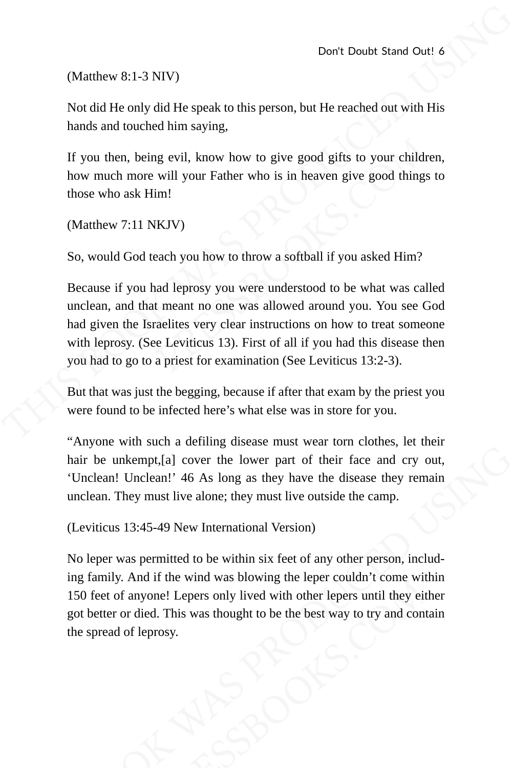(Matthew 8:1-3 NIV)

Not did He only did He speak to this person, but He reached out with His hands and touched him saying,

If you then, being evil, know how to give good gifts to your children, how much more will your Father who is in heaven give good things to those who ask Him!

(Matthew 7:11 NKJV)

So, would God teach you how to throw a softball if you asked Him?

Because if you had leprosy you were understood to be what was called unclean, and that meant no one was allowed around you. You see God had given the Israelites very clear instructions on how to treat someone with leprosy. (See Leviticus 13). First of all if you had this disease then you had to go to a priest for examination (See Leviticus 13:2-3).

But that was just the begging, because if after that exam by the priest you were found to be infected here's what else was in store for you.

"Anyone with such a defiling disease must wear torn clothes, let their hair be unkempt,[a] cover the lower part of their face and cry out, 'Unclean! Unclean!' 46 As long as they have the disease they remain unclean. They must live alone; they must live outside the camp.

(Leviticus 13:45-49 New International Version)

No leper was permitted to be within six feet of any other person, including family. And if the wind was blowing the leper couldn't come within 150 feet of anyone! Lepers only lived with other lepers until they either got better or died. This was thought to be the best way to try and contain the spread of leprosy.